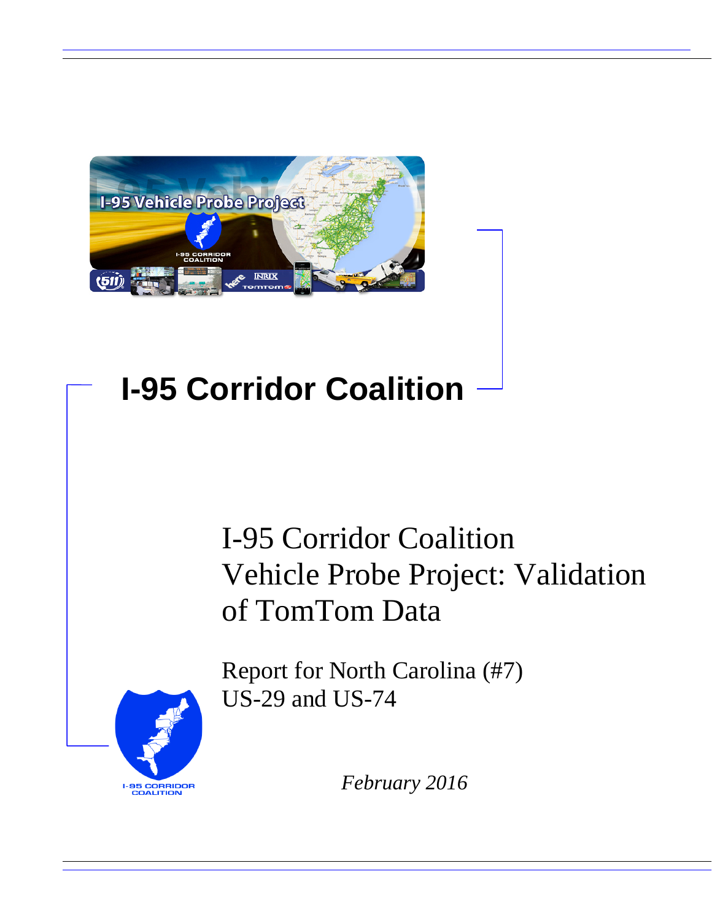# I-95 Corridor Coalition

## I-95 Corridor Coalition Vehicle Probe Project: Validation of TomTom Data

Report for North Carolina (#7)
US-29 and US-74

*February 2016*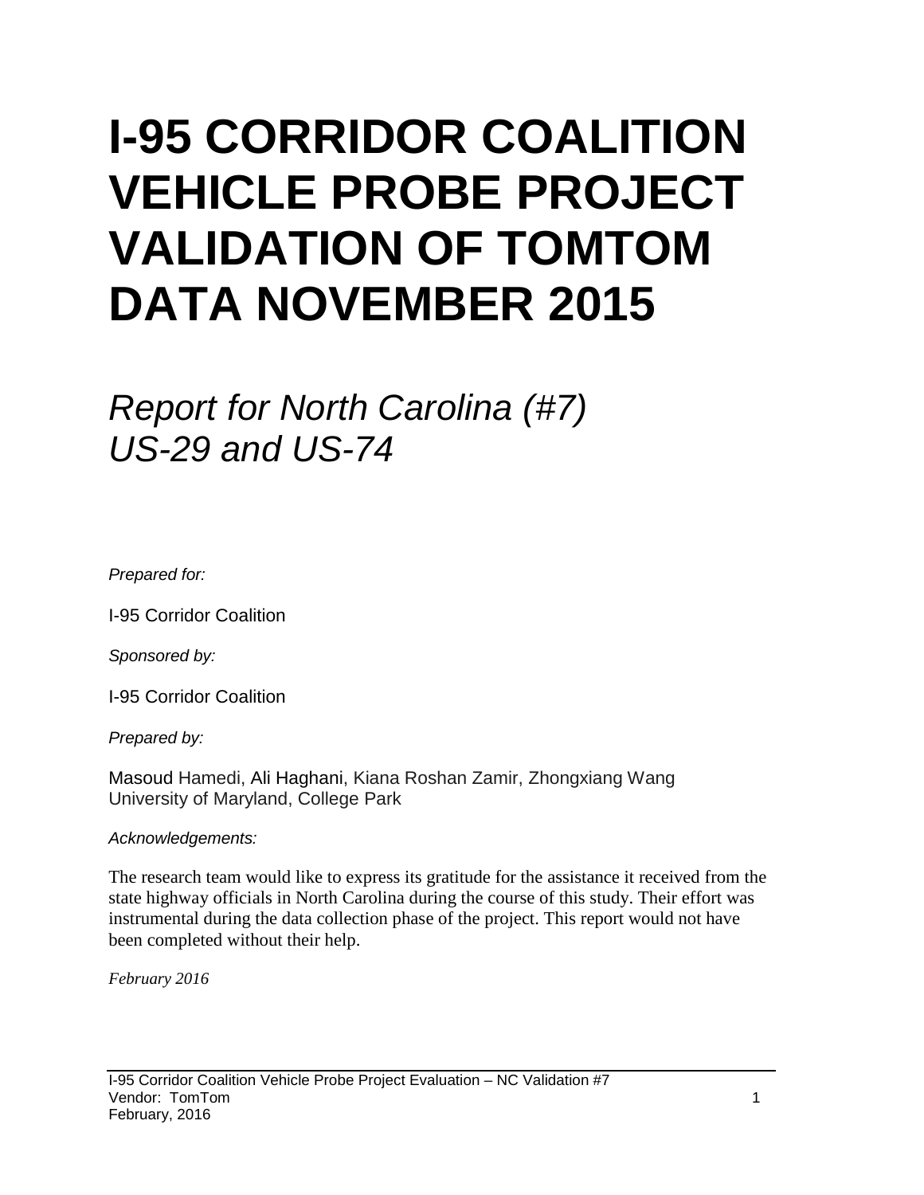# I-95 CORRIDOR COALITION VEHICLE PROBE PROJECT VALIDATION OF TOMTOM DATA NOVEMBER 2015

*Report for North Carolina (#7) US-29 and US-74*

*Prepared for:*

I-95 Corridor Coalition

*Sponsored by:*

I-95 Corridor Coalition

*Prepared by:*

Masoud Hamedi, Ali Haghani, Kiana Roshan Zamir, Zhongxiang Wang
University of Maryland, College Park

*Acknowledgements:*

The research team would like to express its gratitude for the assistance it received from the state highway officials in North Carolina during the course of this study. Their effort was instrumental during the data collection phase of the project. This report would not have been completed without their help.

*February 2016*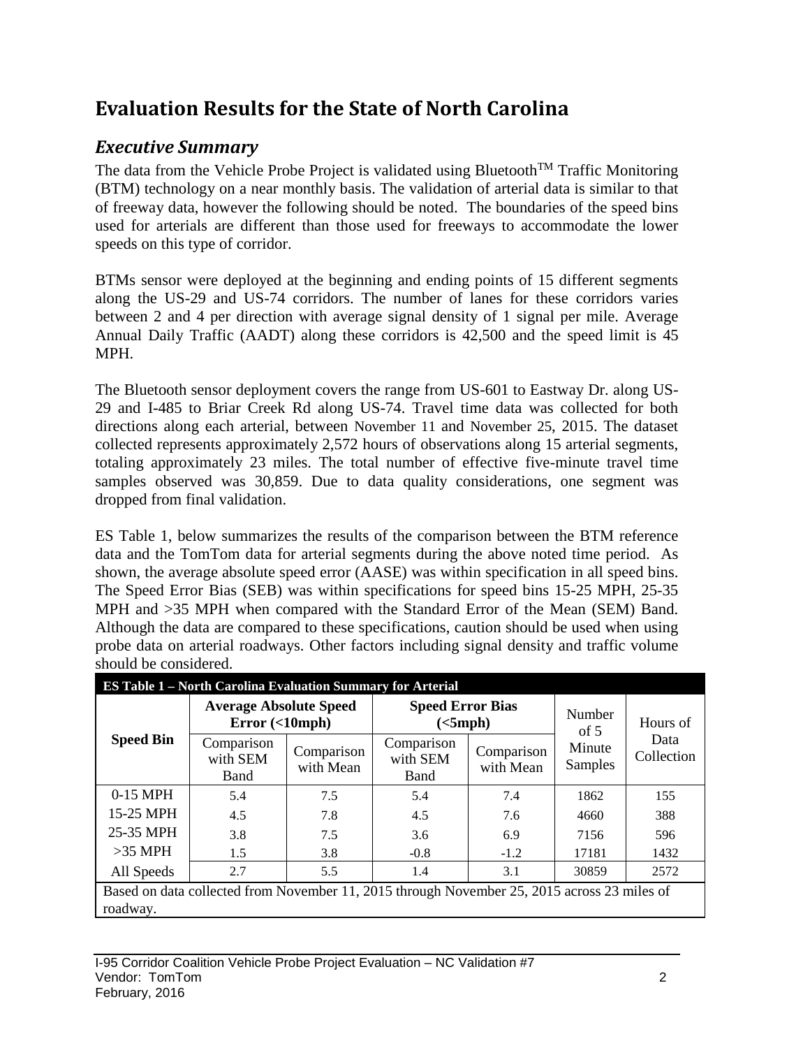# Evaluation Results for the State of North Carolina

## *Executive Summary*

The data from the Vehicle Probe Project is validated using Bluetooth[TM] Traffic Monitoring (BTM) technology on a near monthly basis. The validation of arterial data is similar to that of freeway data, however the following should be noted. The boundaries of the speed bins used for arterials are different than those used for freeways to accommodate the lower speeds on this type of corridor.

BTMs sensor were deployed at the beginning and ending points of 15 different segments along the US-29 and US-74 corridors. The number of lanes for these corridors varies between 2 and 4 per direction with average signal density of 1 signal per mile. Average Annual Daily Traffic (AADT) along these corridors is 42,500 and the speed limit is 45 MPH.

The Bluetooth sensor deployment covers the range from US-601 to Eastway Dr. along US-29 and I-485 to Briar Creek Rd along US-74. Travel time data was collected for both directions along each arterial, between November 11 and November 25, 2015. The dataset collected represents approximately 2,572 hours of observations along 15 arterial segments, totaling approximately 23 miles. The total number of effective five-minute travel time samples observed was 30,859. Due to data quality considerations, one segment was dropped from final validation.

ES Table 1, below summarizes the results of the comparison between the BTM reference data and the TomTom data for arterial segments during the above noted time period. As shown, the average absolute speed error (AASE) was within specification in all speed bins. The Speed Error Bias (SEB) was within specifications for speed bins 15-25 MPH, 25-35 MPH and >35 MPH when compared with the Standard Error of the Mean (SEM) Band. Although the data are compared to these specifications, caution should be used when using probe data on arterial roadways. Other factors including signal density and traffic volume should be considered.

**ES Table 1 – North Carolina Evaluation Summary for Arterial**

| Speed Bin | Average Absolute Speed Error (<10mph) | | Speed Error Bias (<5mph) | | Number of 5 Minute Samples | Hours of Data Collection |
|---|---|---|---|---|---|---|
| | Comparison with SEM Band | Comparison with Mean | Comparison with SEM Band | Comparison with Mean | | |
| 0-15 MPH | 5.4 | 7.5 | 5.4 | 7.4 | 1862 | 155 |
| 15-25 MPH | 4.5 | 7.8 | 4.5 | 7.6 | 4660 | 388 |
| 25-35 MPH | 3.8 | 7.5 | 3.6 | 6.9 | 7156 | 596 |
| >35 MPH | 1.5 | 3.8 | -0.8 | -1.2 | 17181 | 1432 |
| All Speeds | 2.7 | 5.5 | 1.4 | 3.1 | 30859 | 2572 |

Based on data collected from November 11, 2015 through November 25, 2015 across 23 miles of roadway.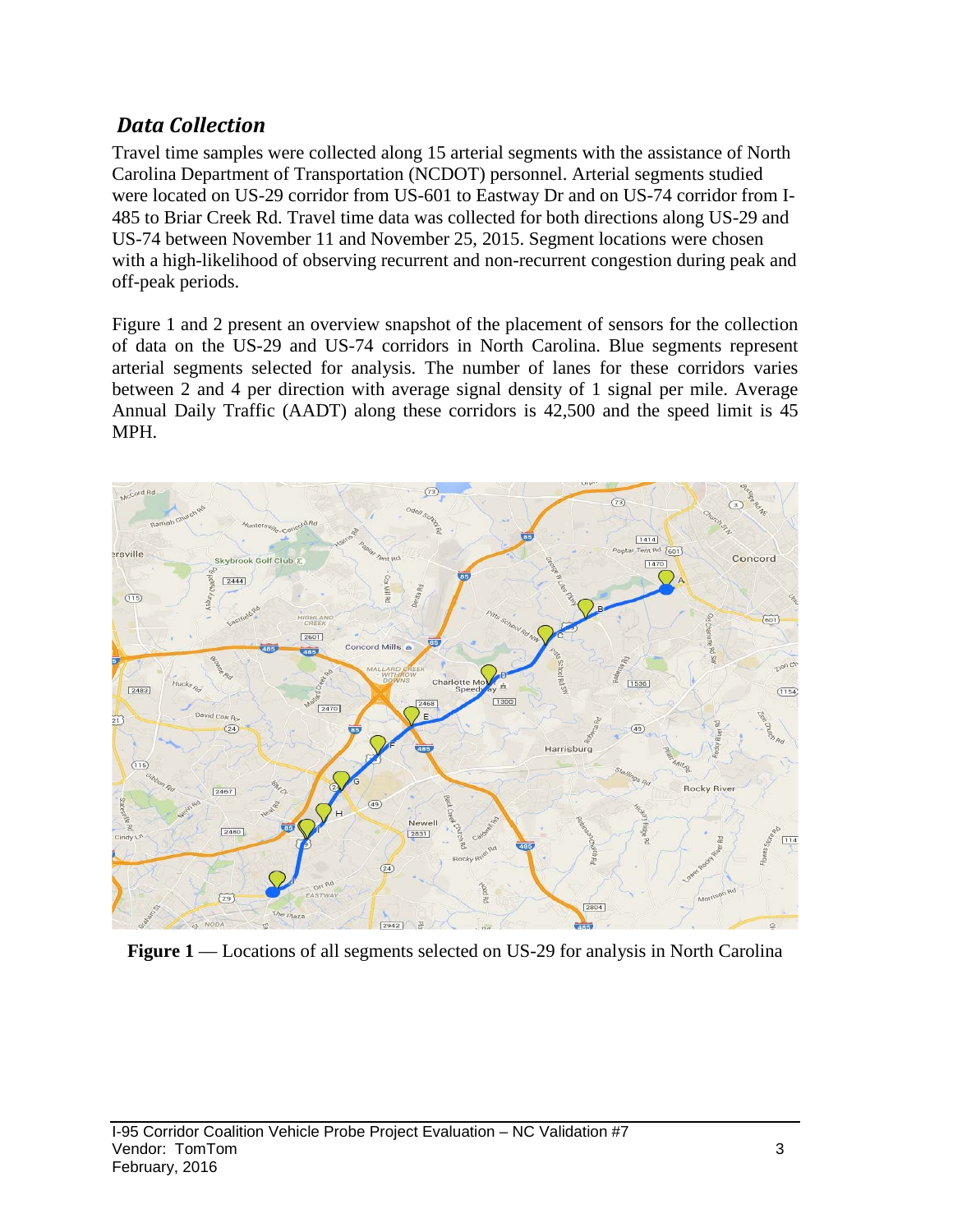## *Data Collection*

Travel time samples were collected along 15 arterial segments with the assistance of North Carolina Department of Transportation (NCDOT) personnel. Arterial segments studied were located on US-29 corridor from US-601 to Eastway Dr and on US-74 corridor from I-485 to Briar Creek Rd. Travel time data was collected for both directions along US-29 and US-74 between November 11 and November 25, 2015. Segment locations were chosen with a high-likelihood of observing recurrent and non-recurrent congestion during peak and off-peak periods.

Figure 1 and 2 present an overview snapshot of the placement of sensors for the collection of data on the US-29 and US-74 corridors in North Carolina. Blue segments represent arterial segments selected for analysis. The number of lanes for these corridors varies between 2 and 4 per direction with average signal density of 1 signal per mile. Average Annual Daily Traffic (AADT) along these corridors is 42,500 and the speed limit is 45 MPH.

**Figure 1** — Locations of all segments selected on US-29 for analysis in North Carolina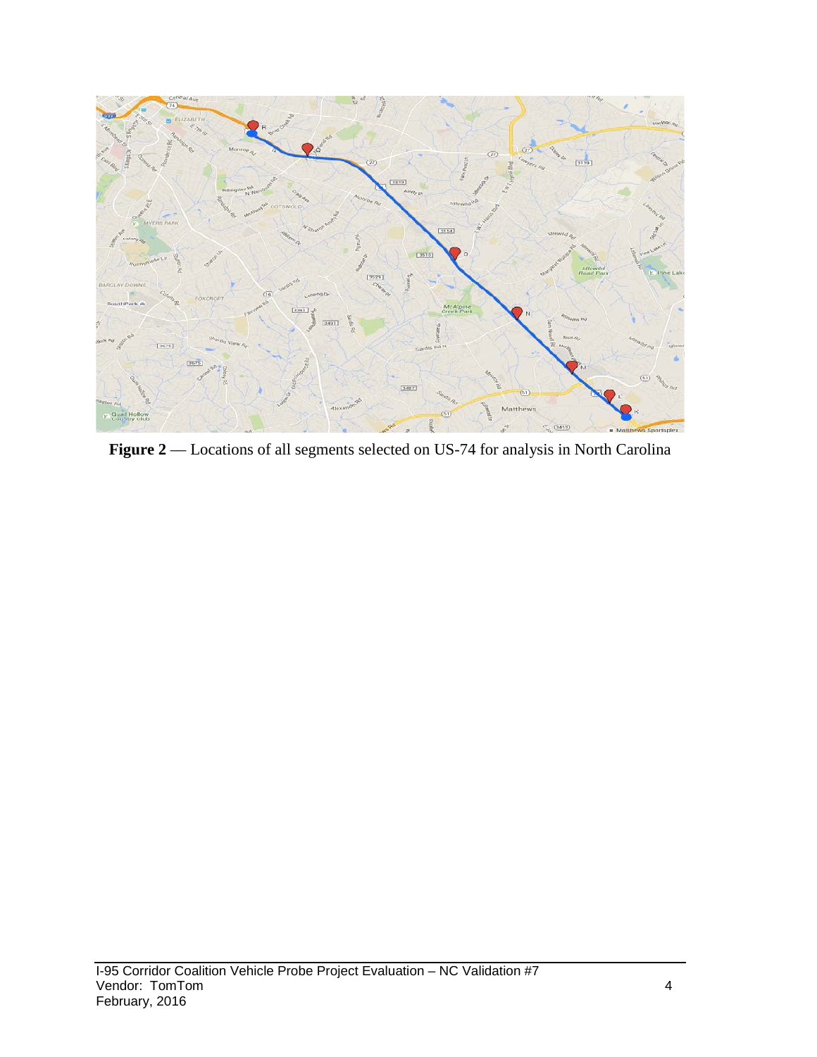**Figure 2** — Locations of all segments selected on US-74 for analysis in North Carolina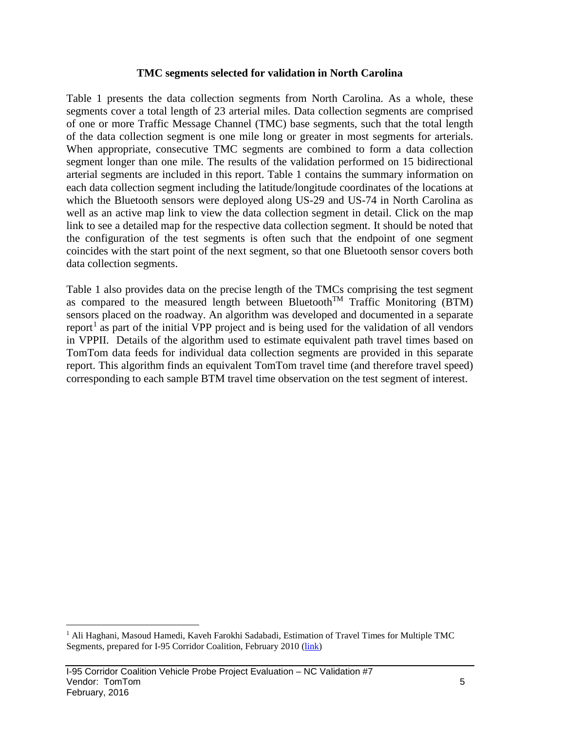### TMC segments selected for validation in North Carolina

Table 1 presents the data collection segments from North Carolina. As a whole, these segments cover a total length of 23 arterial miles. Data collection segments are comprised of one or more Traffic Message Channel (TMC) base segments, such that the total length of the data collection segment is one mile long or greater in most segments for arterials. When appropriate, consecutive TMC segments are combined to form a data collection segment longer than one mile. The results of the validation performed on 15 bidirectional arterial segments are included in this report. Table 1 contains the summary information on each data collection segment including the latitude/longitude coordinates of the locations at which the Bluetooth sensors were deployed along US-29 and US-74 in North Carolina as well as an active map link to view the data collection segment in detail. Click on the map link to see a detailed map for the respective data collection segment. It should be noted that the configuration of the test segments is often such that the endpoint of one segment coincides with the start point of the next segment, so that one Bluetooth sensor covers both data collection segments.

Table 1 also provides data on the precise length of the TMCs comprising the test segment as compared to the measured length between Bluetooth™ Traffic Monitoring (BTM) sensors placed on the roadway. An algorithm was developed and documented in a separate report[1] as part of the initial VPP project and is being used for the validation of all vendors in VPPII. Details of the algorithm used to estimate equivalent path travel times based on TomTom data feeds for individual data collection segments are provided in this separate report. This algorithm finds an equivalent TomTom travel time (and therefore travel speed) corresponding to each sample BTM travel time observation on the test segment of interest.

---

[1] Ali Haghani, Masoud Hamedi, Kaveh Farokhi Sadabadi, Estimation of Travel Times for Multiple TMC Segments, prepared for I-95 Corridor Coalition, February 2010 (link)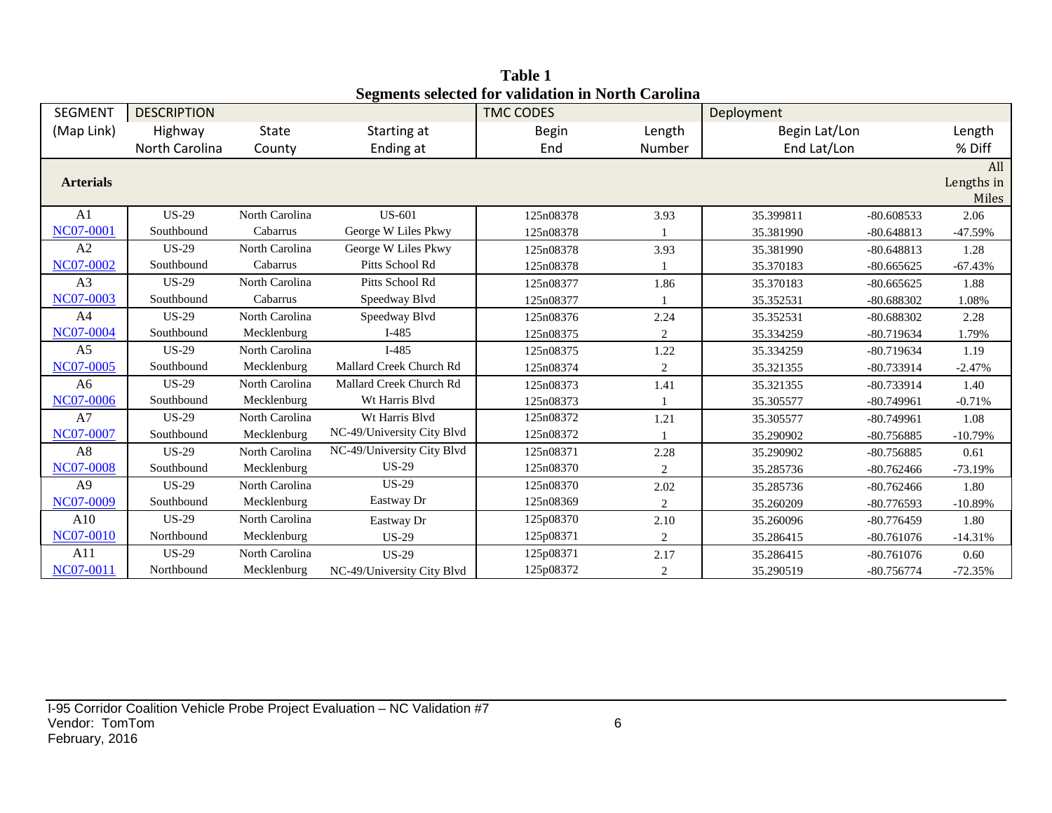**Table 1**
**Segments selected for validation in North Carolina**

| SEGMENT | DESCRIPTION | | | TMC CODES | | Deployment | | |
|---|---|---|---|---|---|---|---|---|
| (Map Link) | Highway<br>North Carolina | State<br>County | Starting at<br>Ending at | Begin<br>End | Length<br>Number | Begin Lat/Lon<br>End Lat/Lon | | Length<br>% Diff |
| **Arterials** | | | | | | | | All Lengths in Miles |
| A1<br>NC07-0001 | US-29<br>Southbound | North Carolina<br>Cabarrus | US-601<br>George W Liles Pkwy | 125n08378<br>125n08378 | 3.93<br>1 | 35.399811<br>35.381990 | -80.608533<br>-80.648813 | 2.06<br>-47.59% |
| A2<br>NC07-0002 | US-29<br>Southbound | North Carolina<br>Cabarrus | George W Liles Pkwy<br>Pitts School Rd | 125n08378<br>125n08378 | 3.93<br>1 | 35.381990<br>35.370183 | -80.648813<br>-80.665625 | 1.28<br>-67.43% |
| A3<br>NC07-0003 | US-29<br>Southbound | North Carolina<br>Cabarrus | Pitts School Rd<br>Speedway Blvd | 125n08377<br>125n08377 | 1.86<br>1 | 35.370183<br>35.352531 | -80.665625<br>-80.688302 | 1.88<br>1.08% |
| A4<br>NC07-0004 | US-29<br>Southbound | North Carolina<br>Mecklenburg | Speedway Blvd<br>I-485 | 125n08376<br>125n08375 | 2.24<br>2 | 35.352531<br>35.334259 | -80.688302<br>-80.719634 | 2.28<br>1.79% |
| A5<br>NC07-0005 | US-29<br>Southbound | North Carolina<br>Mecklenburg | I-485<br>Mallard Creek Church Rd | 125n08375<br>125n08374 | 1.22<br>2 | 35.334259<br>35.321355 | -80.719634<br>-80.733914 | 1.19<br>-2.47% |
| A6<br>NC07-0006 | US-29<br>Southbound | North Carolina<br>Mecklenburg | Mallard Creek Church Rd<br>Wt Harris Blvd | 125n08373<br>125n08373 | 1.41<br>1 | 35.321355<br>35.305577 | -80.733914<br>-80.749961 | 1.40<br>-0.71% |
| A7<br>NC07-0007 | US-29<br>Southbound | North Carolina<br>Mecklenburg | Wt Harris Blvd<br>NC-49/University City Blvd | 125n08372<br>125n08372 | 1.21<br>1 | 35.305577<br>35.290902 | -80.749961<br>-80.756885 | 1.08<br>-10.79% |
| A8<br>NC07-0008 | US-29<br>Southbound | North Carolina<br>Mecklenburg | NC-49/University City Blvd<br>US-29 | 125n08371<br>125n08370 | 2.28<br>2 | 35.290902<br>35.285736 | -80.756885<br>-80.762466 | 0.61<br>-73.19% |
| A9<br>NC07-0009 | US-29<br>Southbound | North Carolina<br>Mecklenburg | US-29<br>Eastway Dr | 125n08370<br>125n08369 | 2.02<br>2 | 35.285736<br>35.260209 | -80.762466<br>-80.776593 | 1.80<br>-10.89% |
| A10<br>NC07-0010 | US-29<br>Northbound | North Carolina<br>Mecklenburg | Eastway Dr<br>US-29 | 125p08370<br>125p08371 | 2.10<br>2 | 35.260096<br>35.286415 | -80.776459<br>-80.761076 | 1.80<br>-14.31% |
| A11<br>NC07-0011 | US-29<br>Northbound | North Carolina<br>Mecklenburg | US-29<br>NC-49/University City Blvd | 125p08371<br>125p08372 | 2.17<br>2 | 35.286415<br>35.290519 | -80.761076<br>-80.756774 | 0.60<br>-72.35% |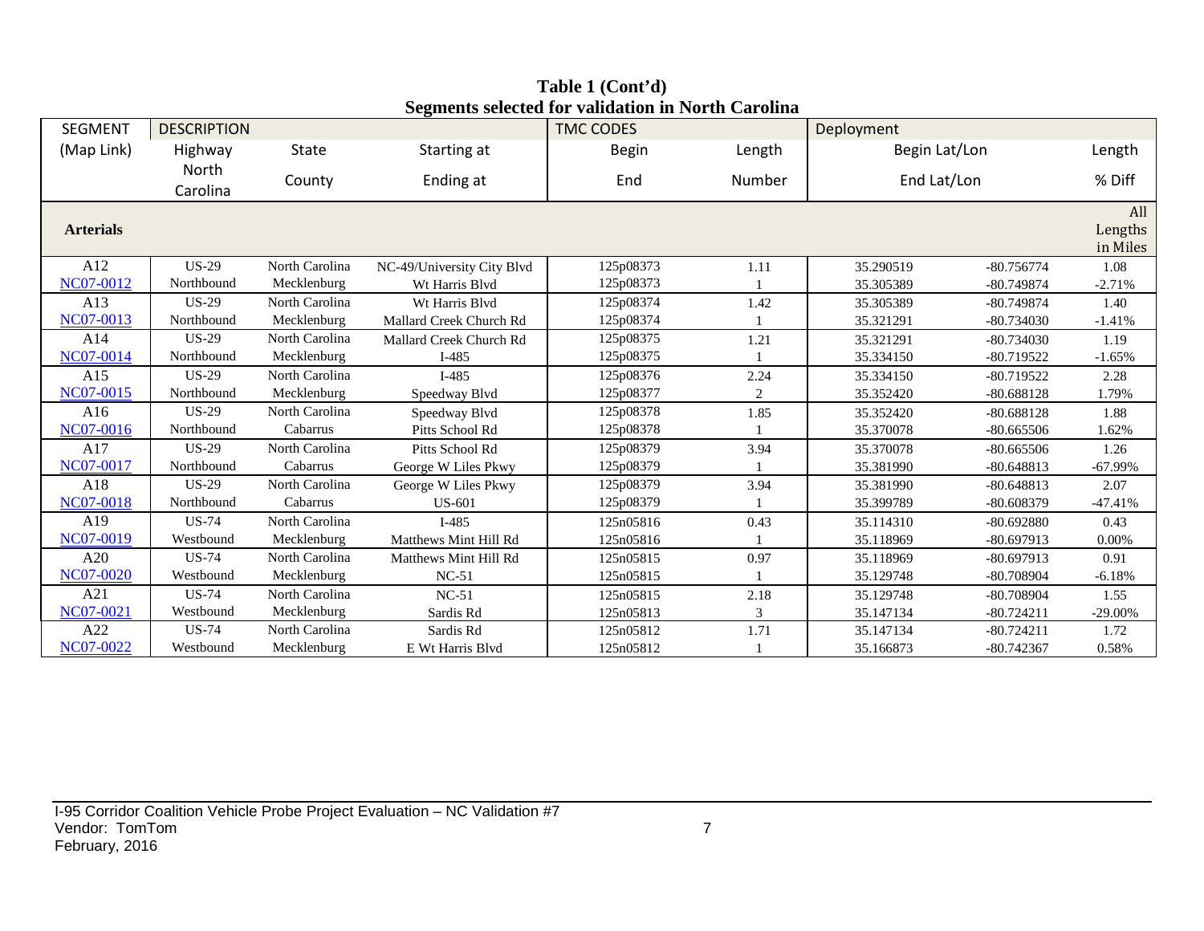**Table 1 (Cont'd)**
**Segments selected for validation in North Carolina**

| SEGMENT | DESCRIPTION | | | TMC CODES | | Deployment | | |
|---|---|---|---|---|---|---|---|---|
| (Map Link) | Highway | State | Starting at | Begin | Length | Begin Lat/Lon | | Length |
| | North Carolina | County | Ending at | End | Number | End Lat/Lon | | % Diff |
| **Arterials** | | | | | | | | All Lengths in Miles |
| A12<br>NC07-0012 | US-29<br>Northbound | North Carolina<br>Mecklenburg | NC-49/University City Blvd<br>Wt Harris Blvd | 125p08373<br>125p08373 | 1.11<br>1 | 35.290519<br>35.305389 | -80.756774<br>-80.749874 | 1.08<br>-2.71% |
| A13<br>NC07-0013 | US-29<br>Northbound | North Carolina<br>Mecklenburg | Wt Harris Blvd<br>Mallard Creek Church Rd | 125p08374<br>125p08374 | 1.42<br>1 | 35.305389<br>35.321291 | -80.749874<br>-80.734030 | 1.40<br>-1.41% |
| A14<br>NC07-0014 | US-29<br>Northbound | North Carolina<br>Mecklenburg | Mallard Creek Church Rd<br>I-485 | 125p08375<br>125p08375 | 1.21<br>1 | 35.321291<br>35.334150 | -80.734030<br>-80.719522 | 1.19<br>-1.65% |
| A15<br>NC07-0015 | US-29<br>Northbound | North Carolina<br>Mecklenburg | I-485<br>Speedway Blvd | 125p08376<br>125p08377 | 2.24<br>2 | 35.334150<br>35.352420 | -80.719522<br>-80.688128 | 2.28<br>1.79% |
| A16<br>NC07-0016 | US-29<br>Northbound | North Carolina<br>Cabarrus | Speedway Blvd<br>Pitts School Rd | 125p08378<br>125p08378 | 1.85<br>1 | 35.352420<br>35.370078 | -80.688128<br>-80.665506 | 1.88<br>1.62% |
| A17<br>NC07-0017 | US-29<br>Northbound | North Carolina<br>Cabarrus | Pitts School Rd<br>George W Liles Pkwy | 125p08379<br>125p08379 | 3.94<br>1 | 35.370078<br>35.381990 | -80.665506<br>-80.648813 | 1.26<br>-67.99% |
| A18<br>NC07-0018 | US-29<br>Northbound | North Carolina<br>Cabarrus | George W Liles Pkwy<br>US-601 | 125p08379<br>125p08379 | 3.94<br>1 | 35.381990<br>35.399789 | -80.648813<br>-80.608379 | 2.07<br>-47.41% |
| A19<br>NC07-0019 | US-74<br>Westbound | North Carolina<br>Mecklenburg | I-485<br>Matthews Mint Hill Rd | 125n05816<br>125n05816 | 0.43<br>1 | 35.114310<br>35.118969 | -80.692880<br>-80.697913 | 0.43<br>0.00% |
| A20<br>NC07-0020 | US-74<br>Westbound | North Carolina<br>Mecklenburg | Matthews Mint Hill Rd<br>NC-51 | 125n05815<br>125n05815 | 0.97<br>1 | 35.118969<br>35.129748 | -80.697913<br>-80.708904 | 0.91<br>-6.18% |
| A21<br>NC07-0021 | US-74<br>Westbound | North Carolina<br>Mecklenburg | NC-51<br>Sardis Rd | 125n05815<br>125n05813 | 2.18<br>3 | 35.129748<br>35.147134 | -80.708904<br>-80.724211 | 1.55<br>-29.00% |
| A22<br>NC07-0022 | US-74<br>Westbound | North Carolina<br>Mecklenburg | Sardis Rd<br>E Wt Harris Blvd | 125n05812<br>125n05812 | 1.71<br>1 | 35.147134<br>35.166873 | -80.724211<br>-80.742367 | 1.72<br>0.58% |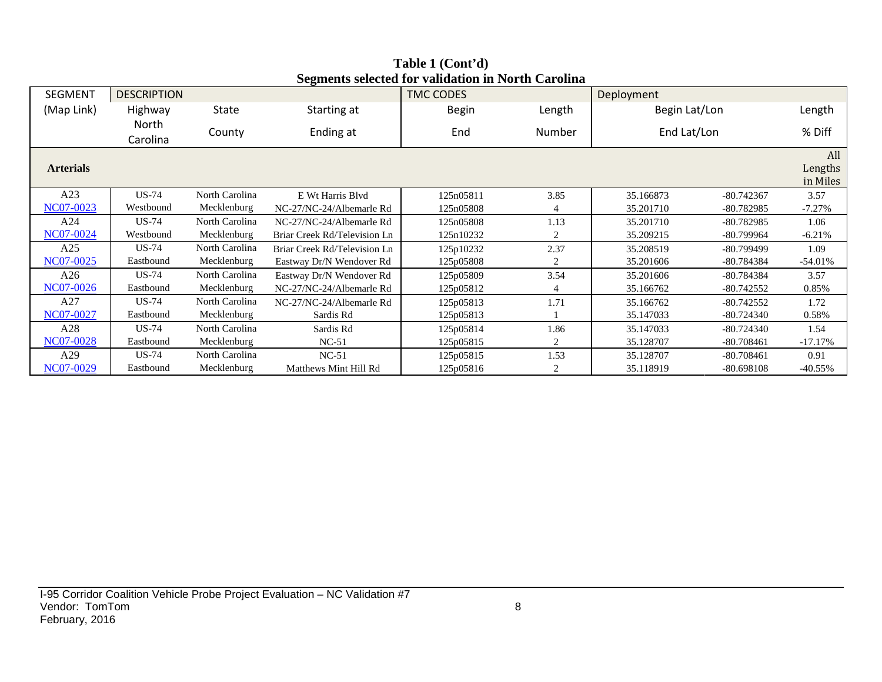**Table 1 (Cont'd)**
**Segments selected for validation in North Carolina**

| SEGMENT | DESCRIPTION | | | TMC CODES | | Deployment | | |
|---|---|---|---|---|---|---|---|---|
| (Map Link) | Highway | State | Starting at | Begin | Length | Begin Lat/Lon | | Length |
| | North Carolina | County | Ending at | End | Number | End Lat/Lon | | % Diff |
| **Arterials** | | | | | | | | All Lengths in Miles |
| A23 | US-74 | North Carolina | E Wt Harris Blvd | 125n05811 | 3.85 | 35.166873 | -80.742367 | 3.57 |
| NC07-0023 | Westbound | Mecklenburg | NC-27/NC-24/Albemarle Rd | 125n05808 | 4 | 35.201710 | -80.782985 | -7.27% |
| A24 | US-74 | North Carolina | NC-27/NC-24/Albemarle Rd | 125n05808 | 1.13 | 35.201710 | -80.782985 | 1.06 |
| NC07-0024 | Westbound | Mecklenburg | Briar Creek Rd/Television Ln | 125n10232 | 2 | 35.209215 | -80.799964 | -6.21% |
| A25 | US-74 | North Carolina | Briar Creek Rd/Television Ln | 125p10232 | 2.37 | 35.208519 | -80.799499 | 1.09 |
| NC07-0025 | Eastbound | Mecklenburg | Eastway Dr/N Wendover Rd | 125p05808 | 2 | 35.201606 | -80.784384 | -54.01% |
| A26 | US-74 | North Carolina | Eastway Dr/N Wendover Rd | 125p05809 | 3.54 | 35.201606 | -80.784384 | 3.57 |
| NC07-0026 | Eastbound | Mecklenburg | NC-27/NC-24/Albemarle Rd | 125p05812 | 4 | 35.166762 | -80.742552 | 0.85% |
| A27 | US-74 | North Carolina | NC-27/NC-24/Albemarle Rd | 125p05813 | 1.71 | 35.166762 | -80.742552 | 1.72 |
| NC07-0027 | Eastbound | Mecklenburg | Sardis Rd | 125p05813 | 1 | 35.147033 | -80.724340 | 0.58% |
| A28 | US-74 | North Carolina | Sardis Rd | 125p05814 | 1.86 | 35.147033 | -80.724340 | 1.54 |
| NC07-0028 | Eastbound | Mecklenburg | NC-51 | 125p05815 | 2 | 35.128707 | -80.708461 | -17.17% |
| A29 | US-74 | North Carolina | NC-51 | 125p05815 | 1.53 | 35.128707 | -80.708461 | 0.91 |
| NC07-0029 | Eastbound | Mecklenburg | Matthews Mint Hill Rd | 125p05816 | 2 | 35.118919 | -80.698108 | -40.55% |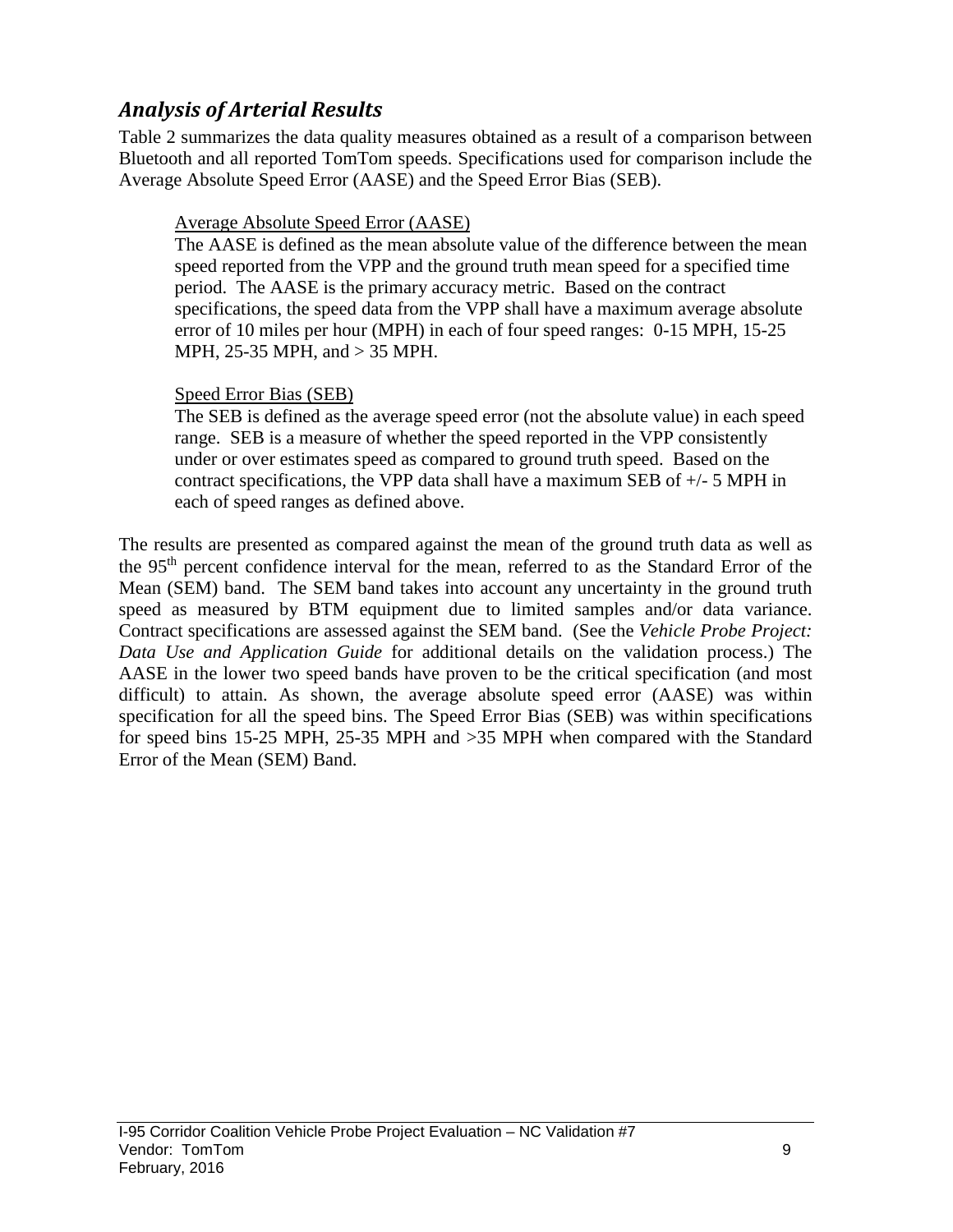## *Analysis of Arterial Results*

Table 2 summarizes the data quality measures obtained as a result of a comparison between Bluetooth and all reported TomTom speeds. Specifications used for comparison include the Average Absolute Speed Error (AASE) and the Speed Error Bias (SEB).

> <u>Average Absolute Speed Error (AASE)</u>
>
> The AASE is defined as the mean absolute value of the difference between the mean speed reported from the VPP and the ground truth mean speed for a specified time period. The AASE is the primary accuracy metric. Based on the contract specifications, the speed data from the VPP shall have a maximum average absolute error of 10 miles per hour (MPH) in each of four speed ranges: 0-15 MPH, 15-25 MPH, 25-35 MPH, and > 35 MPH.
>
> <u>Speed Error Bias (SEB)</u>
>
> The SEB is defined as the average speed error (not the absolute value) in each speed range. SEB is a measure of whether the speed reported in the VPP consistently under or over estimates speed as compared to ground truth speed. Based on the contract specifications, the VPP data shall have a maximum SEB of +/- 5 MPH in each of speed ranges as defined above.

The results are presented as compared against the mean of the ground truth data as well as the 95th percent confidence interval for the mean, referred to as the Standard Error of the Mean (SEM) band. The SEM band takes into account any uncertainty in the ground truth speed as measured by BTM equipment due to limited samples and/or data variance. Contract specifications are assessed against the SEM band. (See the *Vehicle Probe Project: Data Use and Application Guide* for additional details on the validation process.) The AASE in the lower two speed bands have proven to be the critical specification (and most difficult) to attain. As shown, the average absolute speed error (AASE) was within specification for all the speed bins. The Speed Error Bias (SEB) was within specifications for speed bins 15-25 MPH, 25-35 MPH and >35 MPH when compared with the Standard Error of the Mean (SEM) Band.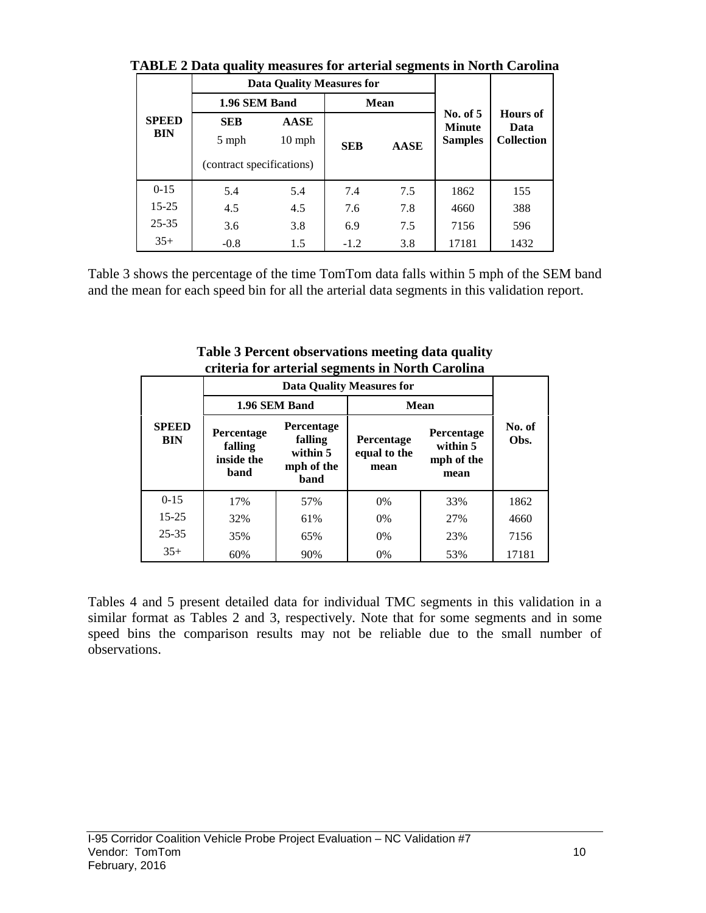**TABLE 2 Data quality measures for arterial segments in North Carolina**

| SPEED BIN | Data Quality Measures for | | | | No. of 5 Minute Samples | Hours of Data Collection |
|---|---|---|---|---|---|---|
| | 1.96 SEM Band | | Mean | | | |
| | SEB 5 mph | AASE 10 mph | SEB | AASE | | |
| | (contract specifications) | | | | | |
| 0-15 | 5.4 | 5.4 | 7.4 | 7.5 | 1862 | 155 |
| 15-25 | 4.5 | 4.5 | 7.6 | 7.8 | 4660 | 388 |
| 25-35 | 3.6 | 3.8 | 6.9 | 7.5 | 7156 | 596 |
| 35+ | -0.8 | 1.5 | -1.2 | 3.8 | 17181 | 1432 |

Table 3 shows the percentage of the time TomTom data falls within 5 mph of the SEM band and the mean for each speed bin for all the arterial data segments in this validation report.

**Table 3 Percent observations meeting data quality criteria for arterial segments in North Carolina**

| SPEED BIN | Data Quality Measures for | | | | No. of Obs. |
|---|---|---|---|---|---|
| | 1.96 SEM Band | | Mean | | |
| | Percentage falling inside the band | Percentage falling within 5 mph of the band | Percentage equal to the mean | Percentage within 5 mph of the mean | |
| 0-15 | 17% | 57% | 0% | 33% | 1862 |
| 15-25 | 32% | 61% | 0% | 27% | 4660 |
| 25-35 | 35% | 65% | 0% | 23% | 7156 |
| 35+ | 60% | 90% | 0% | 53% | 17181 |

Tables 4 and 5 present detailed data for individual TMC segments in this validation in a similar format as Tables 2 and 3, respectively. Note that for some segments and in some speed bins the comparison results may not be reliable due to the small number of observations.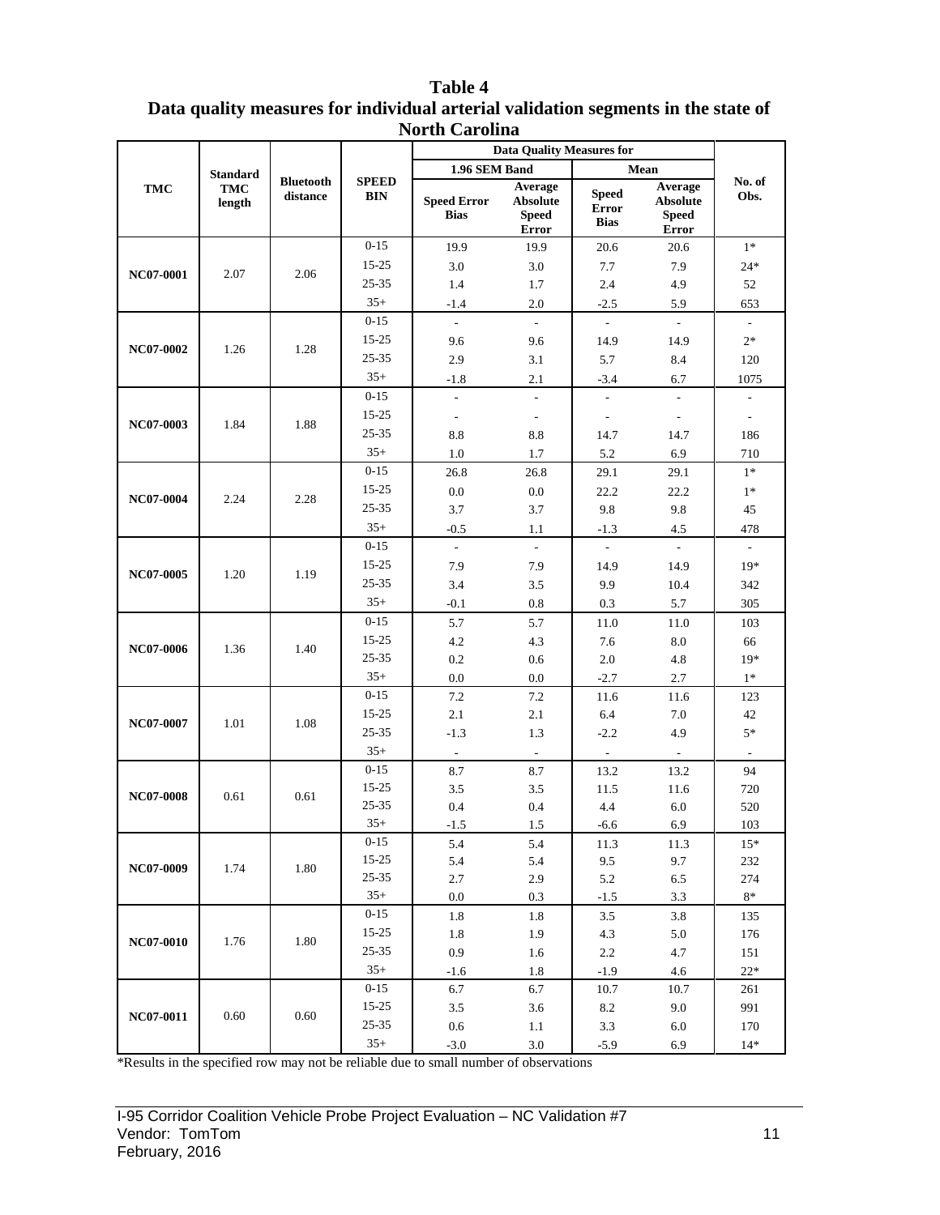**Table 4**
**Data quality measures for individual arterial validation segments in the state of North Carolina**

| TMC | Standard TMC length | Bluetooth distance | SPEED BIN | Data Quality Measures for | | | | No. of Obs. |
|---|---|---|---|---|---|---|---|---|
| | | | | 1.96 SEM Band | | Mean | | |
| | | | | Speed Error Bias | Average Absolute Speed Error | Speed Error Bias | Average Absolute Speed Error | |
| NC07-0001 | 2.07 | 2.06 | 0-15 | 19.9 | 19.9 | 20.6 | 20.6 | 1* |
| | | | 15-25 | 3.0 | 3.0 | 7.7 | 7.9 | 24* |
| | | | 25-35 | 1.4 | 1.7 | 2.4 | 4.9 | 52 |
| | | | 35+ | -1.4 | 2.0 | -2.5 | 5.9 | 653 |
| NC07-0002 | 1.26 | 1.28 | 0-15 | - | - | - | - | - |
| | | | 15-25 | 9.6 | 9.6 | 14.9 | 14.9 | 2* |
| | | | 25-35 | 2.9 | 3.1 | 5.7 | 8.4 | 120 |
| | | | 35+ | -1.8 | 2.1 | -3.4 | 6.7 | 1075 |
| NC07-0003 | 1.84 | 1.88 | 0-15 | - | - | - | - | - |
| | | | 15-25 | - | - | - | - | - |
| | | | 25-35 | 8.8 | 8.8 | 14.7 | 14.7 | 186 |
| | | | 35+ | 1.0 | 1.7 | 5.2 | 6.9 | 710 |
| NC07-0004 | 2.24 | 2.28 | 0-15 | 26.8 | 26.8 | 29.1 | 29.1 | 1* |
| | | | 15-25 | 0.0 | 0.0 | 22.2 | 22.2 | 1* |
| | | | 25-35 | 3.7 | 3.7 | 9.8 | 9.8 | 45 |
| | | | 35+ | -0.5 | 1.1 | -1.3 | 4.5 | 478 |
| NC07-0005 | 1.20 | 1.19 | 0-15 | - | - | - | - | - |
| | | | 15-25 | 7.9 | 7.9 | 14.9 | 14.9 | 19* |
| | | | 25-35 | 3.4 | 3.5 | 9.9 | 10.4 | 342 |
| | | | 35+ | -0.1 | 0.8 | 0.3 | 5.7 | 305 |
| NC07-0006 | 1.36 | 1.40 | 0-15 | 5.7 | 5.7 | 11.0 | 11.0 | 103 |
| | | | 15-25 | 4.2 | 4.3 | 7.6 | 8.0 | 66 |
| | | | 25-35 | 0.2 | 0.6 | 2.0 | 4.8 | 19* |
| | | | 35+ | 0.0 | 0.0 | -2.7 | 2.7 | 1* |
| NC07-0007 | 1.01 | 1.08 | 0-15 | 7.2 | 7.2 | 11.6 | 11.6 | 123 |
| | | | 15-25 | 2.1 | 2.1 | 6.4 | 7.0 | 42 |
| | | | 25-35 | -1.3 | 1.3 | -2.2 | 4.9 | 5* |
| | | | 35+ | - | - | - | - | - |
| NC07-0008 | 0.61 | 0.61 | 0-15 | 8.7 | 8.7 | 13.2 | 13.2 | 94 |
| | | | 15-25 | 3.5 | 3.5 | 11.5 | 11.6 | 720 |
| | | | 25-35 | 0.4 | 0.4 | 4.4 | 6.0 | 520 |
| | | | 35+ | -1.5 | 1.5 | -6.6 | 6.9 | 103 |
| NC07-0009 | 1.74 | 1.80 | 0-15 | 5.4 | 5.4 | 11.3 | 11.3 | 15* |
| | | | 15-25 | 5.4 | 5.4 | 9.5 | 9.7 | 232 |
| | | | 25-35 | 2.7 | 2.9 | 5.2 | 6.5 | 274 |
| | | | 35+ | 0.0 | 0.3 | -1.5 | 3.3 | 8* |
| NC07-0010 | 1.76 | 1.80 | 0-15 | 1.8 | 1.8 | 3.5 | 3.8 | 135 |
| | | | 15-25 | 1.8 | 1.9 | 4.3 | 5.0 | 176 |
| | | | 25-35 | 0.9 | 1.6 | 2.2 | 4.7 | 151 |
| | | | 35+ | -1.6 | 1.8 | -1.9 | 4.6 | 22* |
| NC07-0011 | 0.60 | 0.60 | 0-15 | 6.7 | 6.7 | 10.7 | 10.7 | 261 |
| | | | 15-25 | 3.5 | 3.6 | 8.2 | 9.0 | 991 |
| | | | 25-35 | 0.6 | 1.1 | 3.3 | 6.0 | 170 |
| | | | 35+ | -3.0 | 3.0 | -5.9 | 6.9 | 14* |

*Results in the specified row may not be reliable due to small number of observations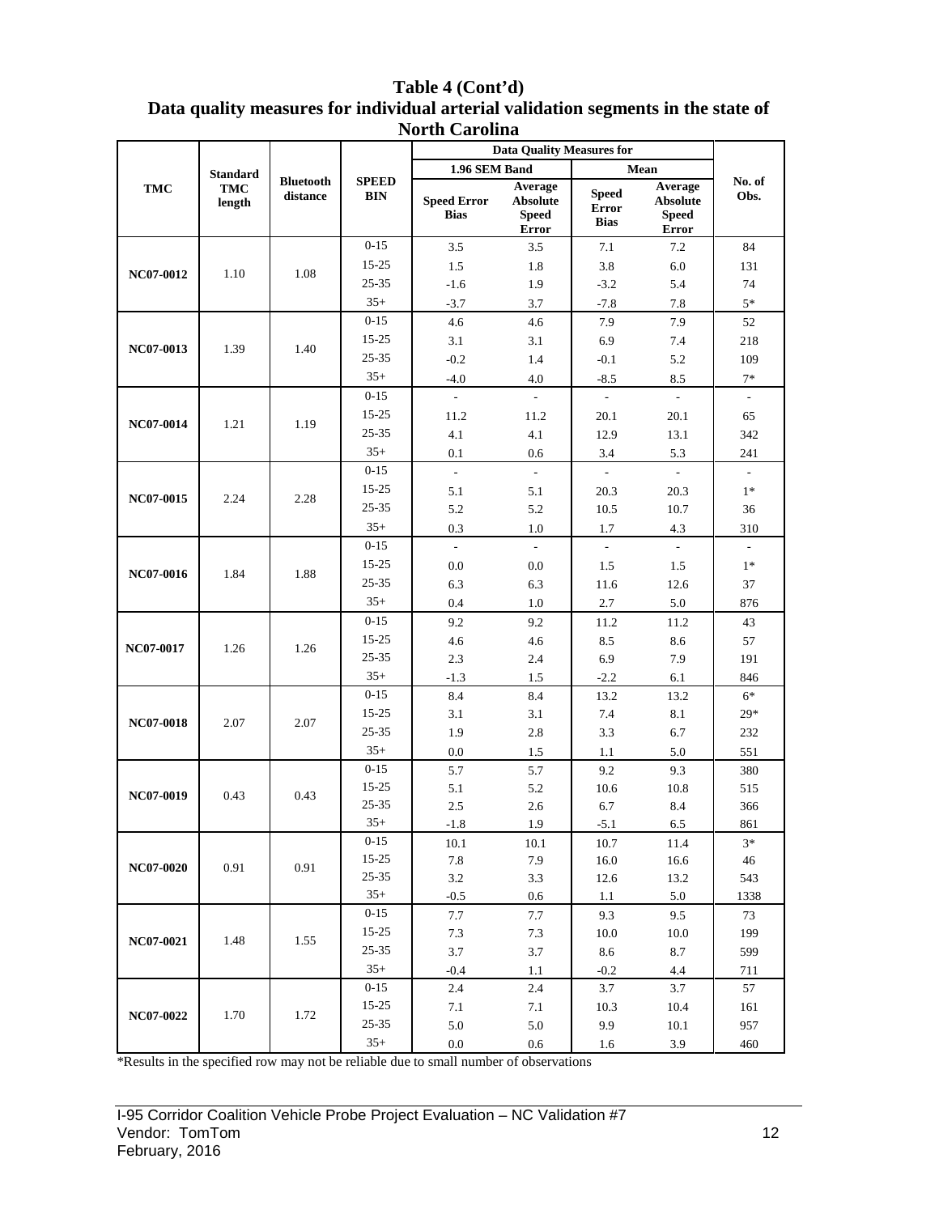**Table 4 (Cont'd)**
**Data quality measures for individual arterial validation segments in the state of North Carolina**

| TMC | Standard TMC length | Bluetooth distance | SPEED BIN | Data Quality Measures for | | | | No. of Obs. |
|---|---|---|---|---|---|---|---|---|
| | | | | 1.96 SEM Band | | Mean | | |
| | | | | Speed Error Bias | Average Absolute Speed Error | Speed Error Bias | Average Absolute Speed Error | |
| NC07-0012 | 1.10 | 1.08 | 0-15 | 3.5 | 3.5 | 7.1 | 7.2 | 84 |
| | | | 15-25 | 1.5 | 1.8 | 3.8 | 6.0 | 131 |
| | | | 25-35 | -1.6 | 1.9 | -3.2 | 5.4 | 74 |
| | | | 35+ | -3.7 | 3.7 | -7.8 | 7.8 | 5* |
| NC07-0013 | 1.39 | 1.40 | 0-15 | 4.6 | 4.6 | 7.9 | 7.9 | 52 |
| | | | 15-25 | 3.1 | 3.1 | 6.9 | 7.4 | 218 |
| | | | 25-35 | -0.2 | 1.4 | -0.1 | 5.2 | 109 |
| | | | 35+ | -4.0 | 4.0 | -8.5 | 8.5 | 7* |
| NC07-0014 | 1.21 | 1.19 | 0-15 | - | - | - | - | - |
| | | | 15-25 | 11.2 | 11.2 | 20.1 | 20.1 | 65 |
| | | | 25-35 | 4.1 | 4.1 | 12.9 | 13.1 | 342 |
| | | | 35+ | 0.1 | 0.6 | 3.4 | 5.3 | 241 |
| NC07-0015 | 2.24 | 2.28 | 0-15 | - | - | - | - | - |
| | | | 15-25 | 5.1 | 5.1 | 20.3 | 20.3 | 1* |
| | | | 25-35 | 5.2 | 5.2 | 10.5 | 10.7 | 36 |
| | | | 35+ | 0.3 | 1.0 | 1.7 | 4.3 | 310 |
| NC07-0016 | 1.84 | 1.88 | 0-15 | - | - | - | - | - |
| | | | 15-25 | 0.0 | 0.0 | 1.5 | 1.5 | 1* |
| | | | 25-35 | 6.3 | 6.3 | 11.6 | 12.6 | 37 |
| | | | 35+ | 0.4 | 1.0 | 2.7 | 5.0 | 876 |
| NC07-0017 | 1.26 | 1.26 | 0-15 | 9.2 | 9.2 | 11.2 | 11.2 | 43 |
| | | | 15-25 | 4.6 | 4.6 | 8.5 | 8.6 | 57 |
| | | | 25-35 | 2.3 | 2.4 | 6.9 | 7.9 | 191 |
| | | | 35+ | -1.3 | 1.5 | -2.2 | 6.1 | 846 |
| NC07-0018 | 2.07 | 2.07 | 0-15 | 8.4 | 8.4 | 13.2 | 13.2 | 6* |
| | | | 15-25 | 3.1 | 3.1 | 7.4 | 8.1 | 29* |
| | | | 25-35 | 1.9 | 2.8 | 3.3 | 6.7 | 232 |
| | | | 35+ | 0.0 | 1.5 | 1.1 | 5.0 | 551 |
| NC07-0019 | 0.43 | 0.43 | 0-15 | 5.7 | 5.7 | 9.2 | 9.3 | 380 |
| | | | 15-25 | 5.1 | 5.2 | 10.6 | 10.8 | 515 |
| | | | 25-35 | 2.5 | 2.6 | 6.7 | 8.4 | 366 |
| | | | 35+ | -1.8 | 1.9 | -5.1 | 6.5 | 861 |
| NC07-0020 | 0.91 | 0.91 | 0-15 | 10.1 | 10.1 | 10.7 | 11.4 | 3* |
| | | | 15-25 | 7.8 | 7.9 | 16.0 | 16.6 | 46 |
| | | | 25-35 | 3.2 | 3.3 | 12.6 | 13.2 | 543 |
| | | | 35+ | -0.5 | 0.6 | 1.1 | 5.0 | 1338 |
| NC07-0021 | 1.48 | 1.55 | 0-15 | 7.7 | 7.7 | 9.3 | 9.5 | 73 |
| | | | 15-25 | 7.3 | 7.3 | 10.0 | 10.0 | 199 |
| | | | 25-35 | 3.7 | 3.7 | 8.6 | 8.7 | 599 |
| | | | 35+ | -0.4 | 1.1 | -0.2 | 4.4 | 711 |
| NC07-0022 | 1.70 | 1.72 | 0-15 | 2.4 | 2.4 | 3.7 | 3.7 | 57 |
| | | | 15-25 | 7.1 | 7.1 | 10.3 | 10.4 | 161 |
| | | | 25-35 | 5.0 | 5.0 | 9.9 | 10.1 | 957 |
| | | | 35+ | 0.0 | 0.6 | 1.6 | 3.9 | 460 |

*Results in the specified row may not be reliable due to small number of observations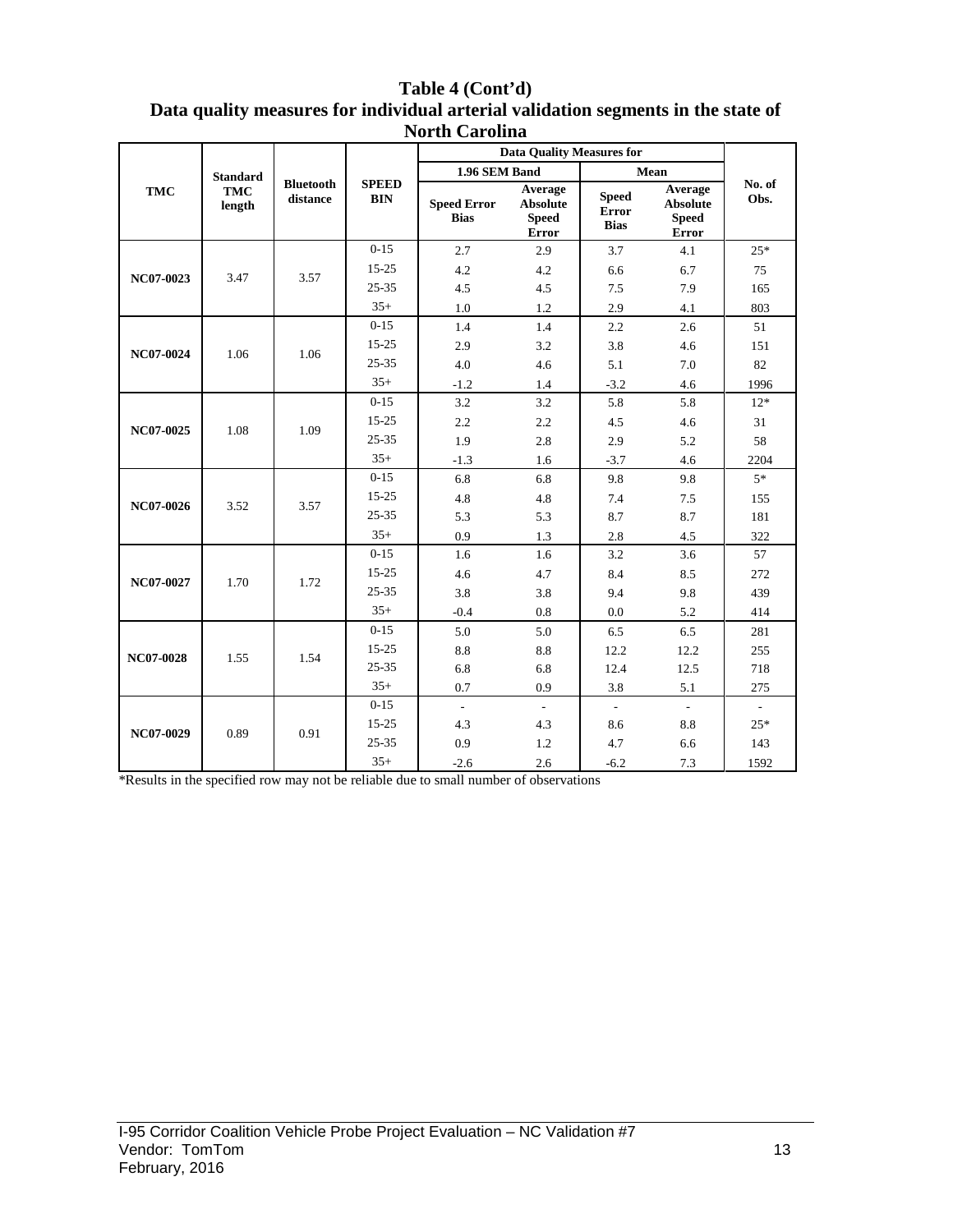**Table 4 (Cont'd)**
**Data quality measures for individual arterial validation segments in the state of North Carolina**

| TMC | Standard TMC length | Bluetooth distance | SPEED BIN | Data Quality Measures for | | | | No. of Obs. |
|---|---|---|---|---|---|---|---|---|
| | | | | 1.96 SEM Band | | Mean | | |
| | | | | Speed Error Bias | Average Absolute Speed Error | Speed Error Bias | Average Absolute Speed Error | |
| NC07-0023 | 3.47 | 3.57 | 0-15 | 2.7 | 2.9 | 3.7 | 4.1 | 25* |
| | | | 15-25 | 4.2 | 4.2 | 6.6 | 6.7 | 75 |
| | | | 25-35 | 4.5 | 4.5 | 7.5 | 7.9 | 165 |
| | | | 35+ | 1.0 | 1.2 | 2.9 | 4.1 | 803 |
| NC07-0024 | 1.06 | 1.06 | 0-15 | 1.4 | 1.4 | 2.2 | 2.6 | 51 |
| | | | 15-25 | 2.9 | 3.2 | 3.8 | 4.6 | 151 |
| | | | 25-35 | 4.0 | 4.6 | 5.1 | 7.0 | 82 |
| | | | 35+ | -1.2 | 1.4 | -3.2 | 4.6 | 1996 |
| NC07-0025 | 1.08 | 1.09 | 0-15 | 3.2 | 3.2 | 5.8 | 5.8 | 12* |
| | | | 15-25 | 2.2 | 2.2 | 4.5 | 4.6 | 31 |
| | | | 25-35 | 1.9 | 2.8 | 2.9 | 5.2 | 58 |
| | | | 35+ | -1.3 | 1.6 | -3.7 | 4.6 | 2204 |
| NC07-0026 | 3.52 | 3.57 | 0-15 | 6.8 | 6.8 | 9.8 | 9.8 | 5* |
| | | | 15-25 | 4.8 | 4.8 | 7.4 | 7.5 | 155 |
| | | | 25-35 | 5.3 | 5.3 | 8.7 | 8.7 | 181 |
| | | | 35+ | 0.9 | 1.3 | 2.8 | 4.5 | 322 |
| NC07-0027 | 1.70 | 1.72 | 0-15 | 1.6 | 1.6 | 3.2 | 3.6 | 57 |
| | | | 15-25 | 4.6 | 4.7 | 8.4 | 8.5 | 272 |
| | | | 25-35 | 3.8 | 3.8 | 9.4 | 9.8 | 439 |
| | | | 35+ | -0.4 | 0.8 | 0.0 | 5.2 | 414 |
| NC07-0028 | 1.55 | 1.54 | 0-15 | 5.0 | 5.0 | 6.5 | 6.5 | 281 |
| | | | 15-25 | 8.8 | 8.8 | 12.2 | 12.2 | 255 |
| | | | 25-35 | 6.8 | 6.8 | 12.4 | 12.5 | 718 |
| | | | 35+ | 0.7 | 0.9 | 3.8 | 5.1 | 275 |
| NC07-0029 | 0.89 | 0.91 | 0-15 | - | - | - | - | - |
| | | | 15-25 | 4.3 | 4.3 | 8.6 | 8.8 | 25* |
| | | | 25-35 | 0.9 | 1.2 | 4.7 | 6.6 | 143 |
| | | | 35+ | -2.6 | 2.6 | -6.2 | 7.3 | 1592 |

*Results in the specified row may not be reliable due to small number of observations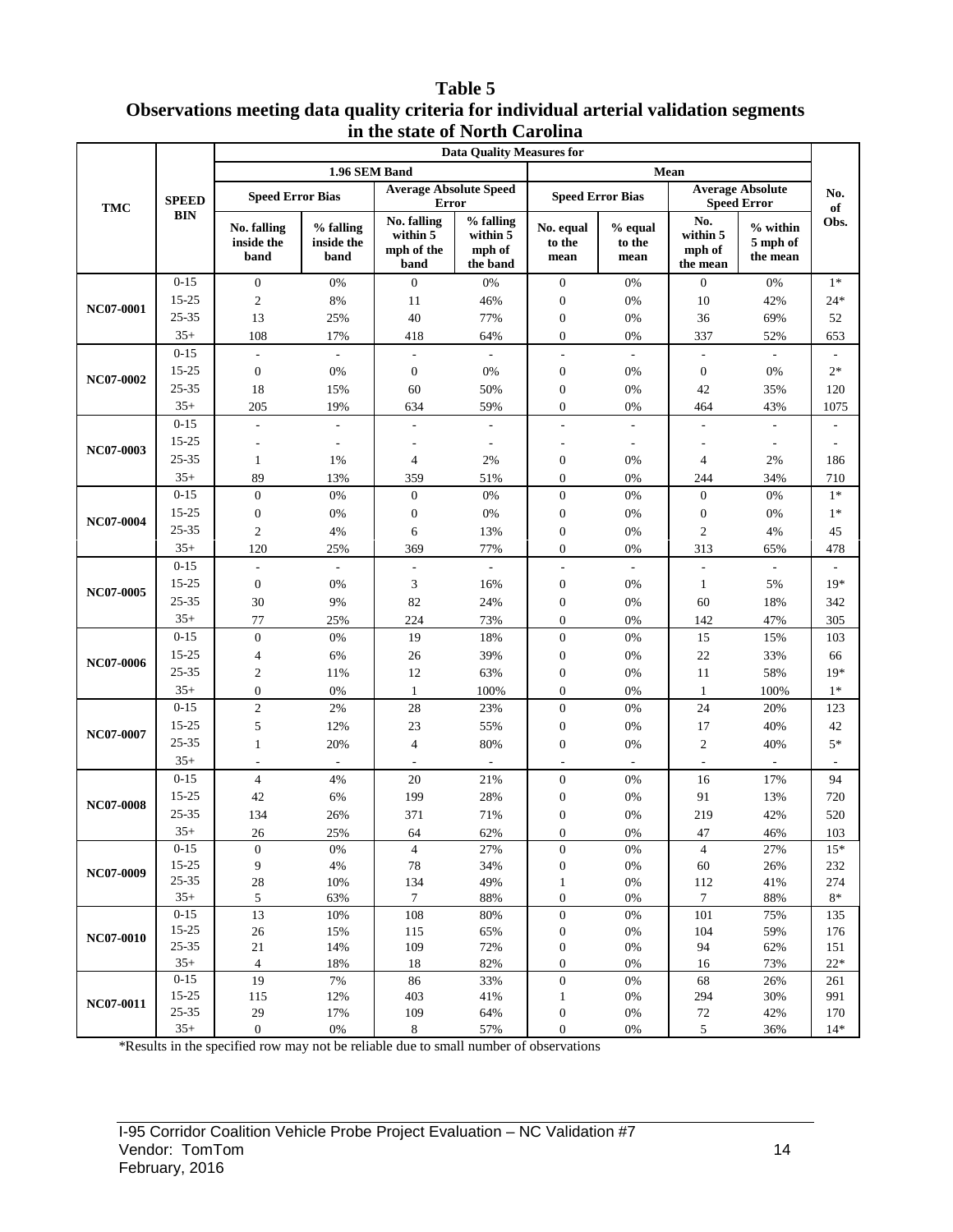**Table 5**
**Observations meeting data quality criteria for individual arterial validation segments in the state of North Carolina**

| TMC | SPEED BIN | Data Quality Measures for | | | | | | | | No. of Obs. |
|---|---|---|---|---|---|---|---|---|---|---|
| | | 1.96 SEM Band | | | | Mean | | | | |
| | | Speed Error Bias | | Average Absolute Speed Error | | Speed Error Bias | | Average Absolute Speed Error | | |
| | | No. falling inside the band | % falling inside the band | No. falling within 5 mph of the band | % falling within 5 mph of the band | No. equal to the mean | % equal to the mean | No. within 5 mph of the mean | % within 5 mph of the mean | |
| NC07-0001 | 0-15 | 0 | 0% | 0 | 0% | 0 | 0% | 0 | 0% | 1* |
| | 15-25 | 2 | 8% | 11 | 46% | 0 | 0% | 10 | 42% | 24* |
| | 25-35 | 13 | 25% | 40 | 77% | 0 | 0% | 36 | 69% | 52 |
| | 35+ | 108 | 17% | 418 | 64% | 0 | 0% | 337 | 52% | 653 |
| NC07-0002 | 0-15 | - | - | - | - | - | - | - | - | - |
| | 15-25 | 0 | 0% | 0 | 0% | 0 | 0% | 0 | 0% | 2* |
| | 25-35 | 18 | 15% | 60 | 50% | 0 | 0% | 42 | 35% | 120 |
| | 35+ | 205 | 19% | 634 | 59% | 0 | 0% | 464 | 43% | 1075 |
| NC07-0003 | 0-15 | - | - | - | - | - | - | - | - | - |
| | 15-25 | - | - | - | - | - | - | - | - | - |
| | 25-35 | 1 | 1% | 4 | 2% | 0 | 0% | 4 | 2% | 186 |
| | 35+ | 89 | 13% | 359 | 51% | 0 | 0% | 244 | 34% | 710 |
| NC07-0004 | 0-15 | 0 | 0% | 0 | 0% | 0 | 0% | 0 | 0% | 1* |
| | 15-25 | 0 | 0% | 0 | 0% | 0 | 0% | 0 | 0% | 1* |
| | 25-35 | 2 | 4% | 6 | 13% | 0 | 0% | 2 | 4% | 45 |
| | 35+ | 120 | 25% | 369 | 77% | 0 | 0% | 313 | 65% | 478 |
| NC07-0005 | 0-15 | - | - | - | - | - | - | - | - | - |
| | 15-25 | 0 | 0% | 3 | 16% | 0 | 0% | 1 | 5% | 19* |
| | 25-35 | 30 | 9% | 82 | 24% | 0 | 0% | 60 | 18% | 342 |
| | 35+ | 77 | 25% | 224 | 73% | 0 | 0% | 142 | 47% | 305 |
| NC07-0006 | 0-15 | 0 | 0% | 19 | 18% | 0 | 0% | 15 | 15% | 103 |
| | 15-25 | 4 | 6% | 26 | 39% | 0 | 0% | 22 | 33% | 66 |
| | 25-35 | 2 | 11% | 12 | 63% | 0 | 0% | 11 | 58% | 19* |
| | 35+ | 0 | 0% | 1 | 100% | 0 | 0% | 1 | 100% | 1* |
| NC07-0007 | 0-15 | 2 | 2% | 28 | 23% | 0 | 0% | 24 | 20% | 123 |
| | 15-25 | 5 | 12% | 23 | 55% | 0 | 0% | 17 | 40% | 42 |
| | 25-35 | 1 | 20% | 4 | 80% | 0 | 0% | 2 | 40% | 5* |
| | 35+ | - | - | - | - | - | - | - | - | - |
| NC07-0008 | 0-15 | 4 | 4% | 20 | 21% | 0 | 0% | 16 | 17% | 94 |
| | 15-25 | 42 | 6% | 199 | 28% | 0 | 0% | 91 | 13% | 720 |
| | 25-35 | 134 | 26% | 371 | 71% | 0 | 0% | 219 | 42% | 520 |
| | 35+ | 26 | 25% | 64 | 62% | 0 | 0% | 47 | 46% | 103 |
| NC07-0009 | 0-15 | 0 | 0% | 4 | 27% | 0 | 0% | 4 | 27% | 15* |
| | 15-25 | 9 | 4% | 78 | 34% | 0 | 0% | 60 | 26% | 232 |
| | 25-35 | 28 | 10% | 134 | 49% | 1 | 0% | 112 | 41% | 274 |
| | 35+ | 5 | 63% | 7 | 88% | 0 | 0% | 7 | 88% | 8* |
| NC07-0010 | 0-15 | 13 | 10% | 108 | 80% | 0 | 0% | 101 | 75% | 135 |
| | 15-25 | 26 | 15% | 115 | 65% | 0 | 0% | 104 | 59% | 176 |
| | 25-35 | 21 | 14% | 109 | 72% | 0 | 0% | 94 | 62% | 151 |
| | 35+ | 4 | 18% | 18 | 82% | 0 | 0% | 16 | 73% | 22* |
| NC07-0011 | 0-15 | 19 | 7% | 86 | 33% | 0 | 0% | 68 | 26% | 261 |
| | 15-25 | 115 | 12% | 403 | 41% | 1 | 0% | 294 | 30% | 991 |
| | 25-35 | 29 | 17% | 109 | 64% | 0 | 0% | 72 | 42% | 170 |
| | 35+ | 0 | 0% | 8 | 57% | 0 | 0% | 5 | 36% | 14* |

*Results in the specified row may not be reliable due to small number of observations

I-95 Corridor Coalition Vehicle Probe Project Evaluation – NC Validation #7
Vendor: TomTom
February, 2016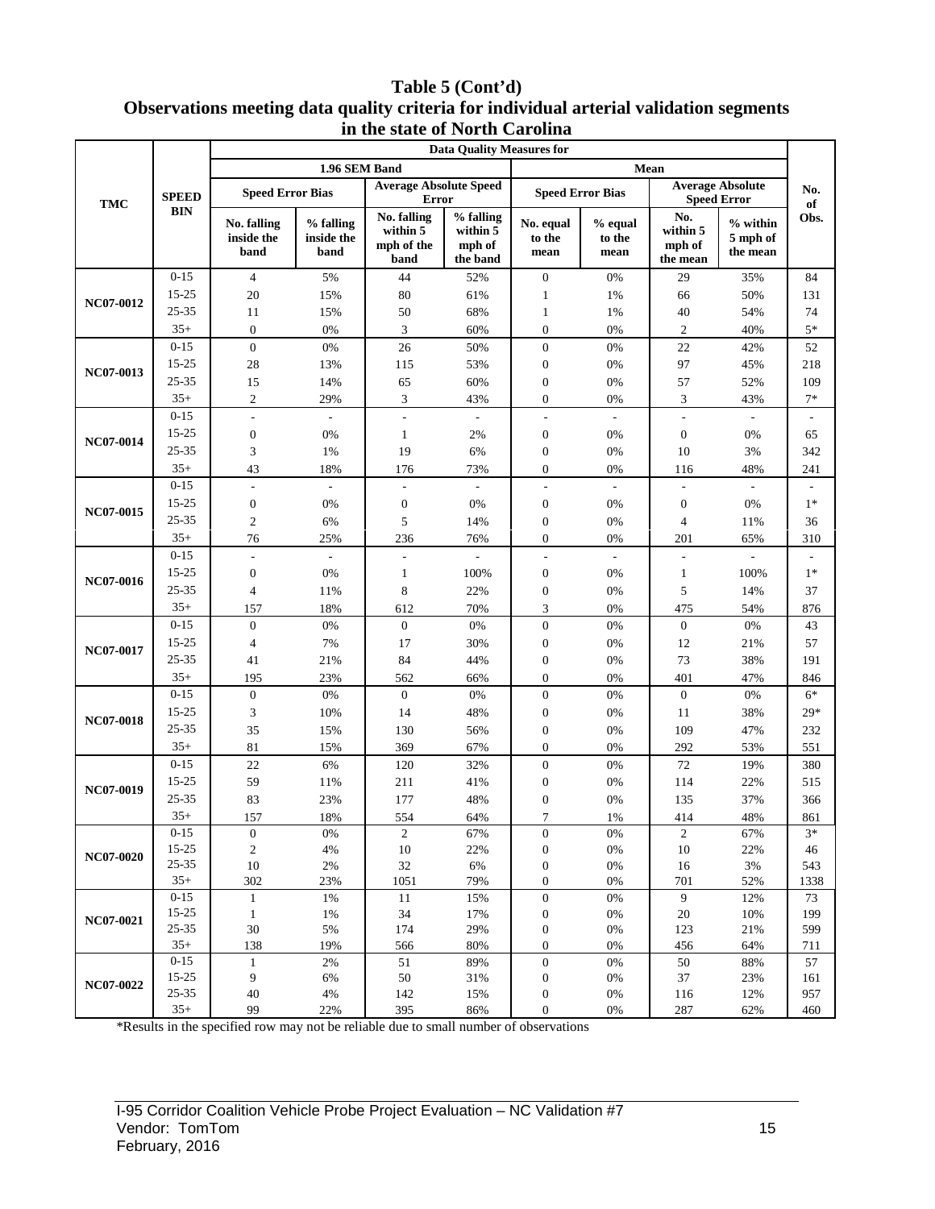**Table 5 (Cont'd)**
**Observations meeting data quality criteria for individual arterial validation segments in the state of North Carolina**

| TMC | SPEED BIN | Data Quality Measures for | | | | | | | | No. of Obs. |
|---|---|---|---|---|---|---|---|---|---|---|
| | | 1.96 SEM Band | | | | Mean | | | | |
| | | Speed Error Bias | | Average Absolute Speed Error | | Speed Error Bias | | Average Absolute Speed Error | | |
| | | No. falling inside the band | % falling inside the band | No. falling within 5 mph of the band | % falling within 5 mph of the band | No. equal to the mean | % equal to the mean | No. within 5 mph of the mean | % within 5 mph of the mean | |
| NC07-0012 | 0-15 | 4 | 5% | 44 | 52% | 0 | 0% | 29 | 35% | 84 |
| | 15-25 | 20 | 15% | 80 | 61% | 1 | 1% | 66 | 50% | 131 |
| | 25-35 | 11 | 15% | 50 | 68% | 1 | 1% | 40 | 54% | 74 |
| | 35+ | 0 | 0% | 3 | 60% | 0 | 0% | 2 | 40% | 5* |
| NC07-0013 | 0-15 | 0 | 0% | 26 | 50% | 0 | 0% | 22 | 42% | 52 |
| | 15-25 | 28 | 13% | 115 | 53% | 0 | 0% | 97 | 45% | 218 |
| | 25-35 | 15 | 14% | 65 | 60% | 0 | 0% | 57 | 52% | 109 |
| | 35+ | 2 | 29% | 3 | 43% | 0 | 0% | 3 | 43% | 7* |
| NC07-0014 | 0-15 | - | - | - | - | - | - | - | - | - |
| | 15-25 | 0 | 0% | 1 | 2% | 0 | 0% | 0 | 0% | 65 |
| | 25-35 | 3 | 1% | 19 | 6% | 0 | 0% | 10 | 3% | 342 |
| | 35+ | 43 | 18% | 176 | 73% | 0 | 0% | 116 | 48% | 241 |
| NC07-0015 | 0-15 | - | - | - | - | - | - | - | - | - |
| | 15-25 | 0 | 0% | 0 | 0% | 0 | 0% | 0 | 0% | 1* |
| | 25-35 | 2 | 6% | 5 | 14% | 0 | 0% | 4 | 11% | 36 |
| | 35+ | 76 | 25% | 236 | 76% | 0 | 0% | 201 | 65% | 310 |
| NC07-0016 | 0-15 | - | - | - | - | - | - | - | - | - |
| | 15-25 | 0 | 0% | 1 | 100% | 0 | 0% | 1 | 100% | 1* |
| | 25-35 | 4 | 11% | 8 | 22% | 0 | 0% | 5 | 14% | 37 |
| | 35+ | 157 | 18% | 612 | 70% | 3 | 0% | 475 | 54% | 876 |
| NC07-0017 | 0-15 | 0 | 0% | 0 | 0% | 0 | 0% | 0 | 0% | 43 |
| | 15-25 | 4 | 7% | 17 | 30% | 0 | 0% | 12 | 21% | 57 |
| | 25-35 | 41 | 21% | 84 | 44% | 0 | 0% | 73 | 38% | 191 |
| | 35+ | 195 | 23% | 562 | 66% | 0 | 0% | 401 | 47% | 846 |
| NC07-0018 | 0-15 | 0 | 0% | 0 | 0% | 0 | 0% | 0 | 0% | 6* |
| | 15-25 | 3 | 10% | 14 | 48% | 0 | 0% | 11 | 38% | 29* |
| | 25-35 | 35 | 15% | 130 | 56% | 0 | 0% | 109 | 47% | 232 |
| | 35+ | 81 | 15% | 369 | 67% | 0 | 0% | 292 | 53% | 551 |
| NC07-0019 | 0-15 | 22 | 6% | 120 | 32% | 0 | 0% | 72 | 19% | 380 |
| | 15-25 | 59 | 11% | 211 | 41% | 0 | 0% | 114 | 22% | 515 |
| | 25-35 | 83 | 23% | 177 | 48% | 0 | 0% | 135 | 37% | 366 |
| | 35+ | 157 | 18% | 554 | 64% | 7 | 1% | 414 | 48% | 861 |
| NC07-0020 | 0-15 | 0 | 0% | 2 | 67% | 0 | 0% | 2 | 67% | 3* |
| | 15-25 | 2 | 4% | 10 | 22% | 0 | 0% | 10 | 22% | 46 |
| | 25-35 | 10 | 2% | 32 | 6% | 0 | 0% | 16 | 3% | 543 |
| | 35+ | 302 | 23% | 1051 | 79% | 0 | 0% | 701 | 52% | 1338 |
| NC07-0021 | 0-15 | 1 | 1% | 11 | 15% | 0 | 0% | 9 | 12% | 73 |
| | 15-25 | 1 | 1% | 34 | 17% | 0 | 0% | 20 | 10% | 199 |
| | 25-35 | 30 | 5% | 174 | 29% | 0 | 0% | 123 | 21% | 599 |
| | 35+ | 138 | 19% | 566 | 80% | 0 | 0% | 456 | 64% | 711 |
| NC07-0022 | 0-15 | 1 | 2% | 51 | 89% | 0 | 0% | 50 | 88% | 57 |
| | 15-25 | 9 | 6% | 50 | 31% | 0 | 0% | 37 | 23% | 161 |
| | 25-35 | 40 | 4% | 142 | 15% | 0 | 0% | 116 | 12% | 957 |
| | 35+ | 99 | 22% | 395 | 86% | 0 | 0% | 287 | 62% | 460 |

*Results in the specified row may not be reliable due to small number of observations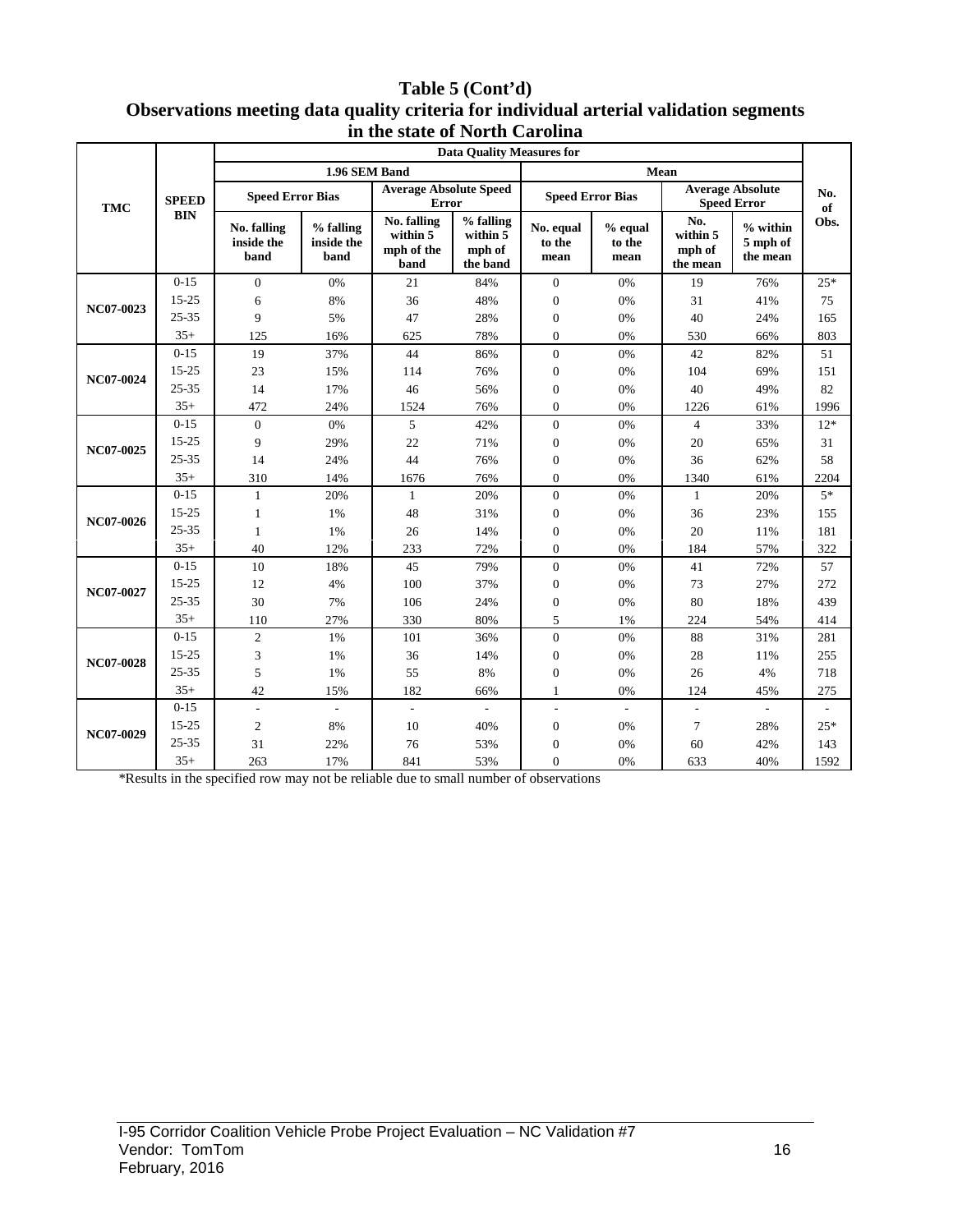**Table 5 (Cont'd)**
**Observations meeting data quality criteria for individual arterial validation segments in the state of North Carolina**

| TMC | SPEED BIN | Data Quality Measures for | | | | | | | | No. of Obs. |
|---|---|---|---|---|---|---|---|---|---|---|
| | | 1.96 SEM Band | | | | Mean | | | | |
| | | Speed Error Bias | | Average Absolute Speed Error | | Speed Error Bias | | Average Absolute Speed Error | | |
| | | No. falling inside the band | % falling inside the band | No. falling within 5 mph of the band | % falling within 5 mph of the band | No. equal to the mean | % equal to the mean | No. within 5 mph of the mean | % within 5 mph of the mean | |
| NC07-0023 | 0-15 | 0 | 0% | 21 | 84% | 0 | 0% | 19 | 76% | 25* |
| | 15-25 | 6 | 8% | 36 | 48% | 0 | 0% | 31 | 41% | 75 |
| | 25-35 | 9 | 5% | 47 | 28% | 0 | 0% | 40 | 24% | 165 |
| | 35+ | 125 | 16% | 625 | 78% | 0 | 0% | 530 | 66% | 803 |
| NC07-0024 | 0-15 | 19 | 37% | 44 | 86% | 0 | 0% | 42 | 82% | 51 |
| | 15-25 | 23 | 15% | 114 | 76% | 0 | 0% | 104 | 69% | 151 |
| | 25-35 | 14 | 17% | 46 | 56% | 0 | 0% | 40 | 49% | 82 |
| | 35+ | 472 | 24% | 1524 | 76% | 0 | 0% | 1226 | 61% | 1996 |
| NC07-0025 | 0-15 | 0 | 0% | 5 | 42% | 0 | 0% | 4 | 33% | 12* |
| | 15-25 | 9 | 29% | 22 | 71% | 0 | 0% | 20 | 65% | 31 |
| | 25-35 | 14 | 24% | 44 | 76% | 0 | 0% | 36 | 62% | 58 |
| | 35+ | 310 | 14% | 1676 | 76% | 0 | 0% | 1340 | 61% | 2204 |
| NC07-0026 | 0-15 | 1 | 20% | 1 | 20% | 0 | 0% | 1 | 20% | 5* |
| | 15-25 | 1 | 1% | 48 | 31% | 0 | 0% | 36 | 23% | 155 |
| | 25-35 | 1 | 1% | 26 | 14% | 0 | 0% | 20 | 11% | 181 |
| | 35+ | 40 | 12% | 233 | 72% | 0 | 0% | 184 | 57% | 322 |
| NC07-0027 | 0-15 | 10 | 18% | 45 | 79% | 0 | 0% | 41 | 72% | 57 |
| | 15-25 | 12 | 4% | 100 | 37% | 0 | 0% | 73 | 27% | 272 |
| | 25-35 | 30 | 7% | 106 | 24% | 0 | 0% | 80 | 18% | 439 |
| | 35+ | 110 | 27% | 330 | 80% | 5 | 1% | 224 | 54% | 414 |
| NC07-0028 | 0-15 | 2 | 1% | 101 | 36% | 0 | 0% | 88 | 31% | 281 |
| | 15-25 | 3 | 1% | 36 | 14% | 0 | 0% | 28 | 11% | 255 |
| | 25-35 | 5 | 1% | 55 | 8% | 0 | 0% | 26 | 4% | 718 |
| | 35+ | 42 | 15% | 182 | 66% | 1 | 0% | 124 | 45% | 275 |
| NC07-0029 | 0-15 | - | - | - | - | - | - | - | - | - |
| | 15-25 | 2 | 8% | 10 | 40% | 0 | 0% | 7 | 28% | 25* |
| | 25-35 | 31 | 22% | 76 | 53% | 0 | 0% | 60 | 42% | 143 |
| | 35+ | 263 | 17% | 841 | 53% | 0 | 0% | 633 | 40% | 1592 |

*Results in the specified row may not be reliable due to small number of observations